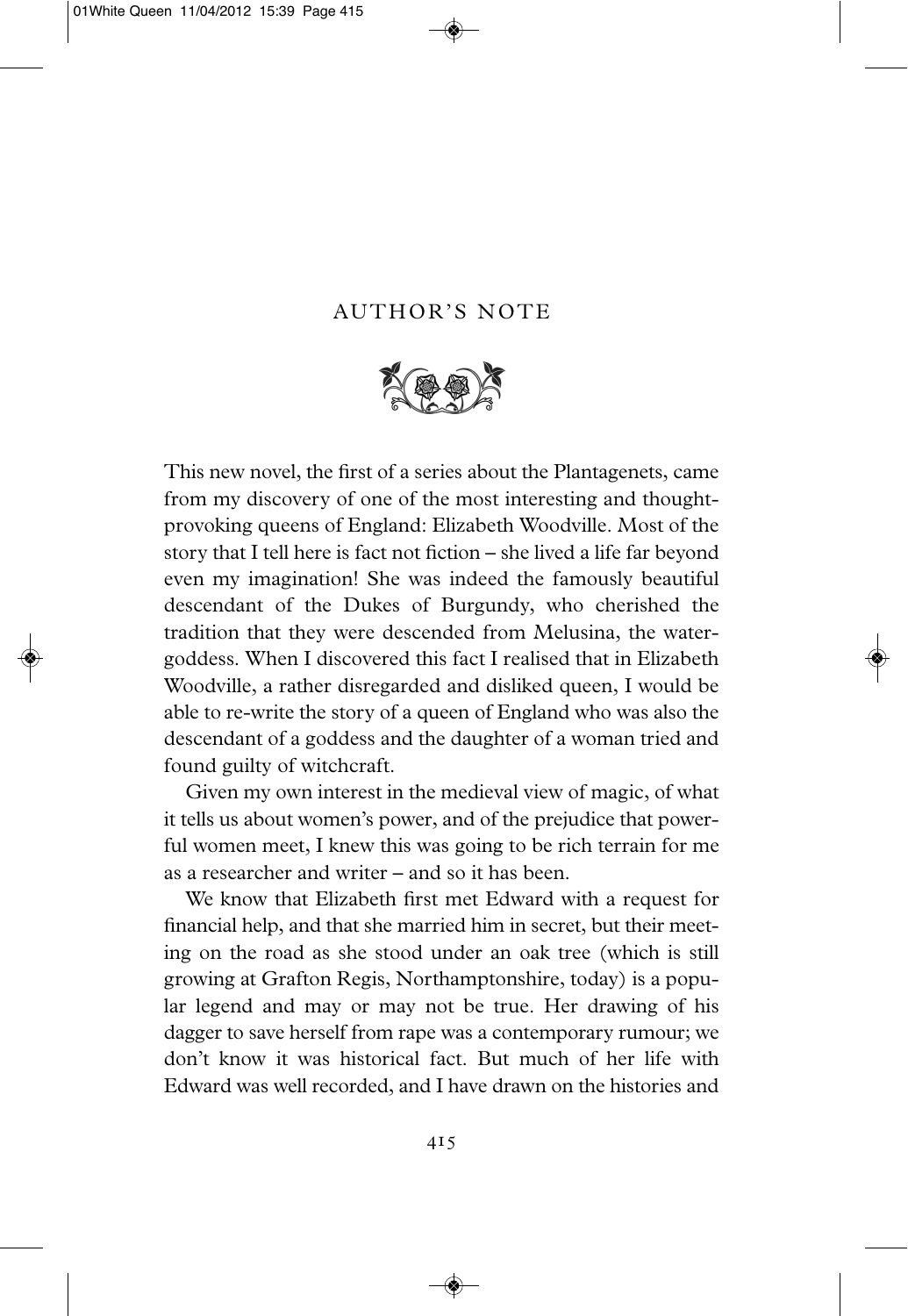# AUTHOR'S NOTE

This new novel, the first of a series about the Plantagenets, came from my discovery of one of the most interesting and thought-provoking queens of England: Elizabeth Woodville. Most of the story that I tell here is fact not fiction – she lived a life far beyond even my imagination! She was indeed the famously beautiful descendant of the Dukes of Burgundy, who cherished the tradition that they were descended from Melusina, the water-goddess. When I discovered this fact I realised that in Elizabeth Woodville, a rather disregarded and disliked queen, I would be able to re-write the story of a queen of England who was also the descendant of a goddess and the daughter of a woman tried and found guilty of witchcraft.

Given my own interest in the medieval view of magic, of what it tells us about women's power, and of the prejudice that powerful women meet, I knew this was going to be rich terrain for me as a researcher and writer – and so it has been.

We know that Elizabeth first met Edward with a request for financial help, and that she married him in secret, but their meeting on the road as she stood under an oak tree (which is still growing at Grafton Regis, Northamptonshire, today) is a popular legend and may or may not be true. Her drawing of his dagger to save herself from rape was a contemporary rumour; we don't know it was historical fact. But much of her life with Edward was well recorded, and I have drawn on the histories and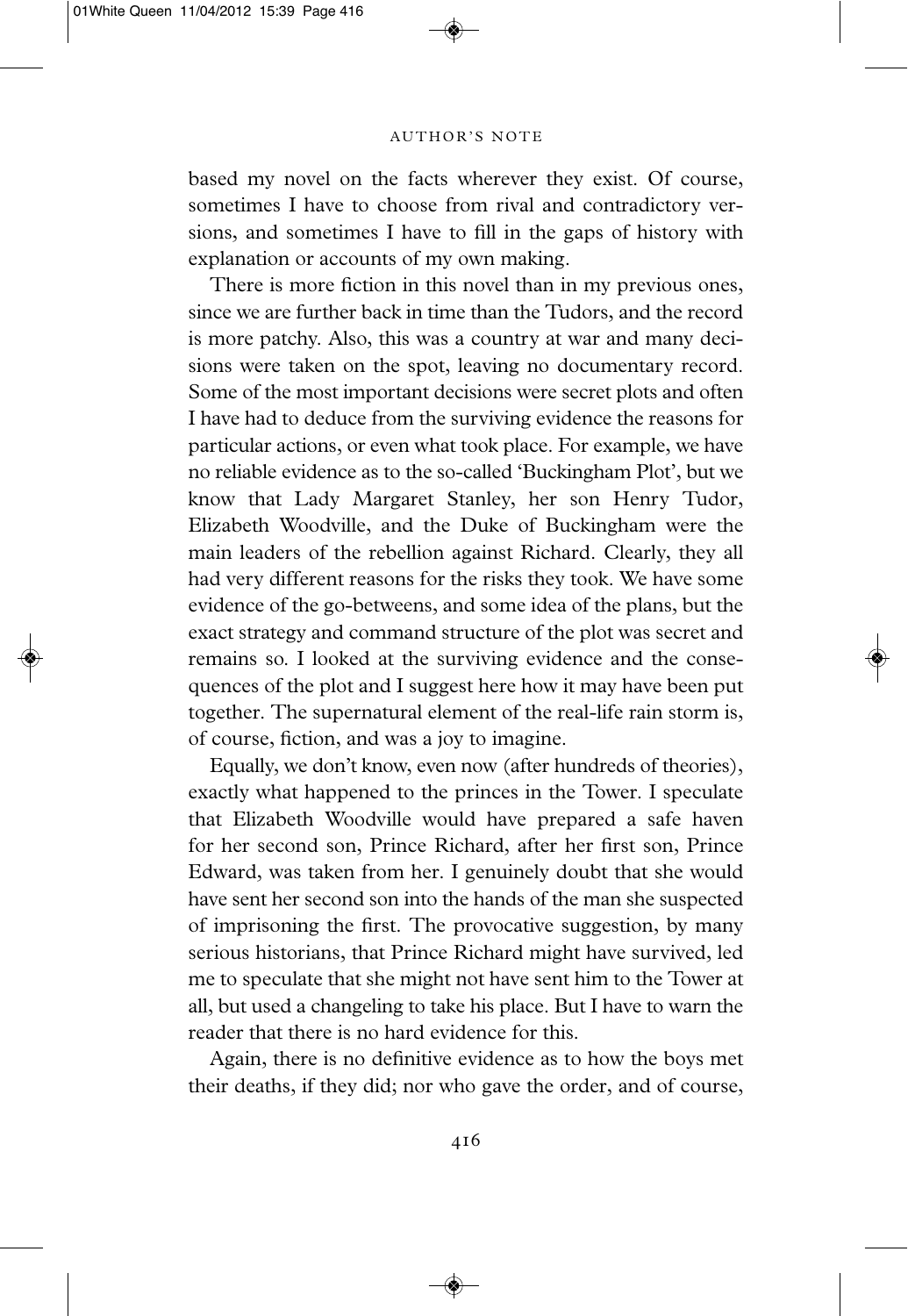based my novel on the facts wherever they exist. Of course, sometimes I have to choose from rival and contradictory versions, and sometimes I have to fill in the gaps of history with explanation or accounts of my own making.

There is more fiction in this novel than in my previous ones, since we are further back in time than the Tudors, and the record is more patchy. Also, this was a country at war and many decisions were taken on the spot, leaving no documentary record. Some of the most important decisions were secret plots and often I have had to deduce from the surviving evidence the reasons for particular actions, or even what took place. For example, we have no reliable evidence as to the so-called 'Buckingham Plot', but we know that Lady Margaret Stanley, her son Henry Tudor, Elizabeth Woodville, and the Duke of Buckingham were the main leaders of the rebellion against Richard. Clearly, they all had very different reasons for the risks they took. We have some evidence of the go-betweens, and some idea of the plans, but the exact strategy and command structure of the plot was secret and remains so. I looked at the surviving evidence and the consequences of the plot and I suggest here how it may have been put together. The supernatural element of the real-life rain storm is, of course, fiction, and was a joy to imagine.

Equally, we don't know, even now (after hundreds of theories), exactly what happened to the princes in the Tower. I speculate that Elizabeth Woodville would have prepared a safe haven for her second son, Prince Richard, after her first son, Prince Edward, was taken from her. I genuinely doubt that she would have sent her second son into the hands of the man she suspected of imprisoning the first. The provocative suggestion, by many serious historians, that Prince Richard might have survived, led me to speculate that she might not have sent him to the Tower at all, but used a changeling to take his place. But I have to warn the reader that there is no hard evidence for this.

Again, there is no definitive evidence as to how the boys met their deaths, if they did; nor who gave the order, and of course,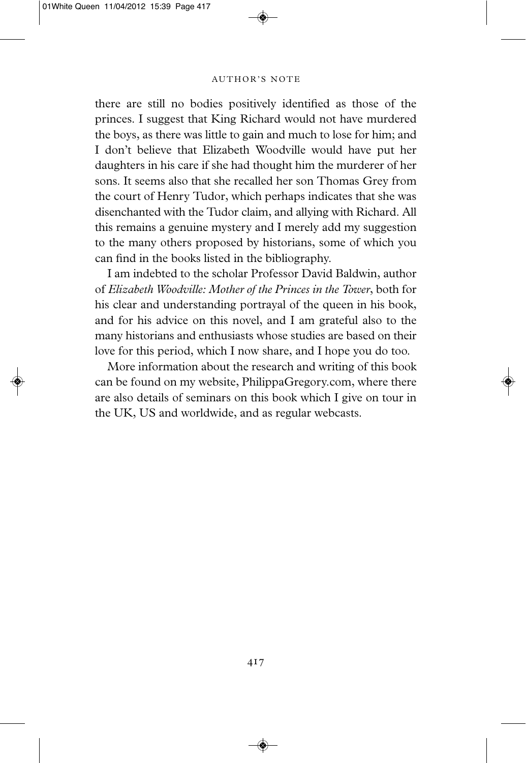there are still no bodies positively identified as those of the princes. I suggest that King Richard would not have murdered the boys, as there was little to gain and much to lose for him; and I don't believe that Elizabeth Woodville would have put her daughters in his care if she had thought him the murderer of her sons. It seems also that she recalled her son Thomas Grey from the court of Henry Tudor, which perhaps indicates that she was disenchanted with the Tudor claim, and allying with Richard. All this remains a genuine mystery and I merely add my suggestion to the many others proposed by historians, some of which you can find in the books listed in the bibliography.

I am indebted to the scholar Professor David Baldwin, author of *Elizabeth Woodville: Mother of the Princes in the Tower*, both for his clear and understanding portrayal of the queen in his book, and for his advice on this novel, and I am grateful also to the many historians and enthusiasts whose studies are based on their love for this period, which I now share, and I hope you do too.

More information about the research and writing of this book can be found on my website, PhilippaGregory.com, where there are also details of seminars on this book which I give on tour in the UK, US and worldwide, and as regular webcasts.